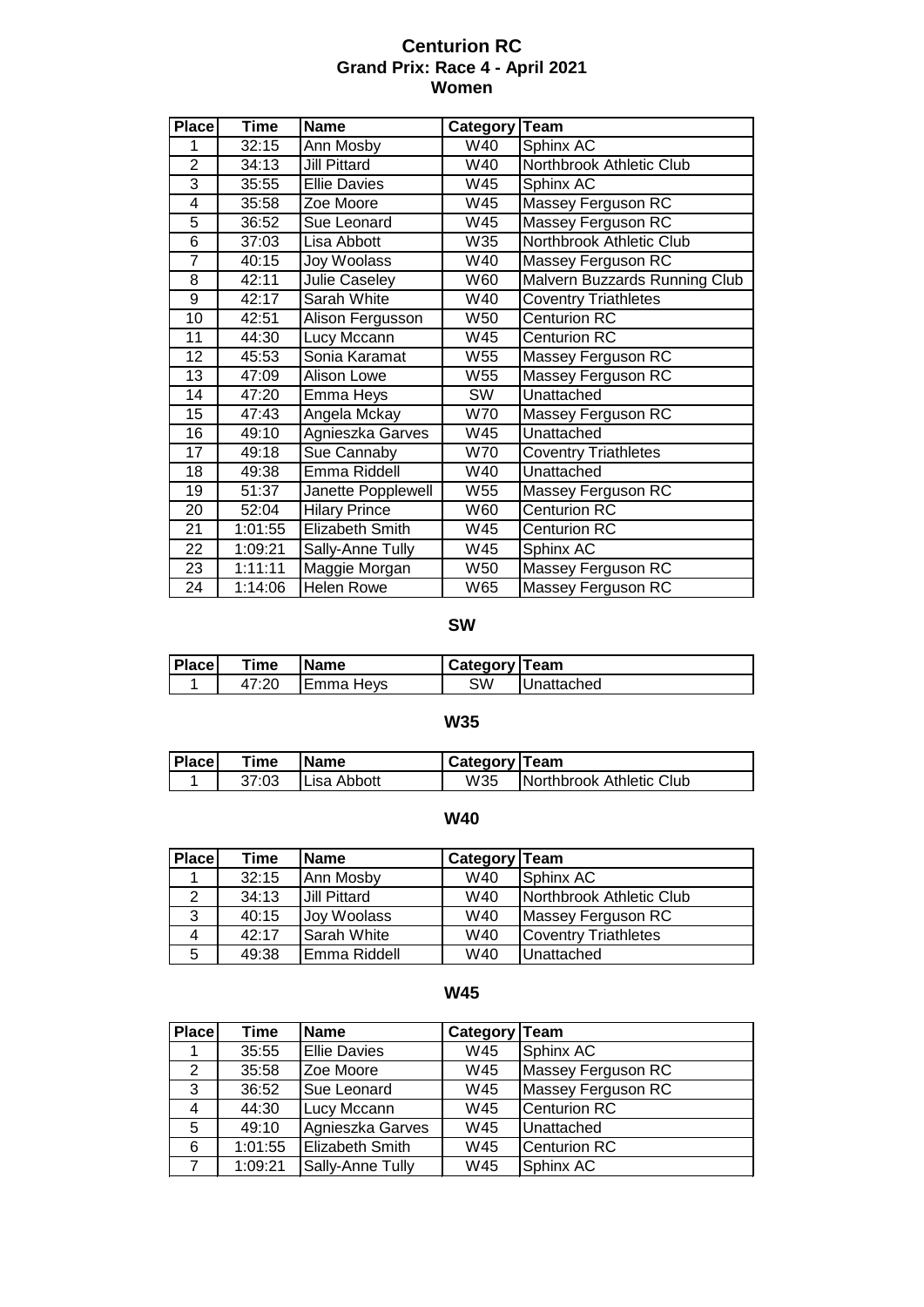# Centurion RC
## Grand Prix: Race 4 - April 2021
## Women

| Place | Time | Name | Category | Team |
|---|---|---|---|---|
| 1 | 32:15 | Ann Mosby | W40 | Sphinx AC |
| 2 | 34:13 | Jill Pittard | W40 | Northbrook Athletic Club |
| 3 | 35:55 | Ellie Davies | W45 | Sphinx AC |
| 4 | 35:58 | Zoe Moore | W45 | Massey Ferguson RC |
| 5 | 36:52 | Sue Leonard | W45 | Massey Ferguson RC |
| 6 | 37:03 | Lisa Abbott | W35 | Northbrook Athletic Club |
| 7 | 40:15 | Joy Woolass | W40 | Massey Ferguson RC |
| 8 | 42:11 | Julie Caseley | W60 | Malvern Buzzards Running Club |
| 9 | 42:17 | Sarah White | W40 | Coventry Triathletes |
| 10 | 42:51 | Alison Fergusson | W50 | Centurion RC |
| 11 | 44:30 | Lucy Mccann | W45 | Centurion RC |
| 12 | 45:53 | Sonia Karamat | W55 | Massey Ferguson RC |
| 13 | 47:09 | Alison Lowe | W55 | Massey Ferguson RC |
| 14 | 47:20 | Emma Heys | SW | Unattached |
| 15 | 47:43 | Angela Mckay | W70 | Massey Ferguson RC |
| 16 | 49:10 | Agnieszka Garves | W45 | Unattached |
| 17 | 49:18 | Sue Cannaby | W70 | Coventry Triathletes |
| 18 | 49:38 | Emma Riddell | W40 | Unattached |
| 19 | 51:37 | Janette Popplewell | W55 | Massey Ferguson RC |
| 20 | 52:04 | Hilary Prince | W60 | Centurion RC |
| 21 | 1:01:55 | Elizabeth Smith | W45 | Centurion RC |
| 22 | 1:09:21 | Sally-Anne Tully | W45 | Sphinx AC |
| 23 | 1:11:11 | Maggie Morgan | W50 | Massey Ferguson RC |
| 24 | 1:14:06 | Helen Rowe | W65 | Massey Ferguson RC |

### SW

| Place | Time | Name | Category | Team |
|---|---|---|---|---|
| 1 | 47:20 | Emma Heys | SW | Unattached |

### W35

| Place | Time | Name | Category | Team |
|---|---|---|---|---|
| 1 | 37:03 | Lisa Abbott | W35 | Northbrook Athletic Club |

### W40

| Place | Time | Name | Category | Team |
|---|---|---|---|---|
| 1 | 32:15 | Ann Mosby | W40 | Sphinx AC |
| 2 | 34:13 | Jill Pittard | W40 | Northbrook Athletic Club |
| 3 | 40:15 | Joy Woolass | W40 | Massey Ferguson RC |
| 4 | 42:17 | Sarah White | W40 | Coventry Triathletes |
| 5 | 49:38 | Emma Riddell | W40 | Unattached |

### W45

| Place | Time | Name | Category | Team |
|---|---|---|---|---|
| 1 | 35:55 | Ellie Davies | W45 | Sphinx AC |
| 2 | 35:58 | Zoe Moore | W45 | Massey Ferguson RC |
| 3 | 36:52 | Sue Leonard | W45 | Massey Ferguson RC |
| 4 | 44:30 | Lucy Mccann | W45 | Centurion RC |
| 5 | 49:10 | Agnieszka Garves | W45 | Unattached |
| 6 | 1:01:55 | Elizabeth Smith | W45 | Centurion RC |
| 7 | 1:09:21 | Sally-Anne Tully | W45 | Sphinx AC |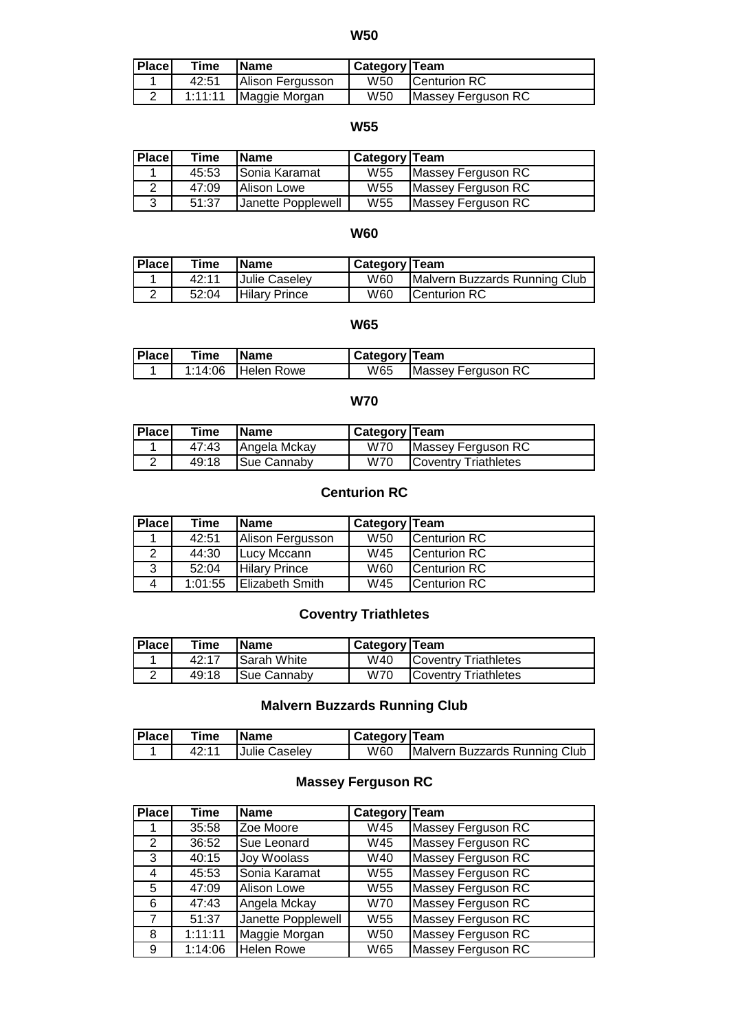## W50

| Place | Time | Name | Category | Team |
|---|---|---|---|---|
| 1 | 42:51 | Alison Fergusson | W50 | Centurion RC |
| 2 | 1:11:11 | Maggie Morgan | W50 | Massey Ferguson RC |

## W55

| Place | Time | Name | Category | Team |
|---|---|---|---|---|
| 1 | 45:53 | Sonia Karamat | W55 | Massey Ferguson RC |
| 2 | 47:09 | Alison Lowe | W55 | Massey Ferguson RC |
| 3 | 51:37 | Janette Popplewell | W55 | Massey Ferguson RC |

## W60

| Place | Time | Name | Category | Team |
|---|---|---|---|---|
| 1 | 42:11 | Julie Caseley | W60 | Malvern Buzzards Running Club |
| 2 | 52:04 | Hilary Prince | W60 | Centurion RC |

## W65

| Place | Time | Name | Category | Team |
|---|---|---|---|---|
| 1 | 1:14:06 | Helen Rowe | W65 | Massey Ferguson RC |

## W70

| Place | Time | Name | Category | Team |
|---|---|---|---|---|
| 1 | 47:43 | Angela Mckay | W70 | Massey Ferguson RC |
| 2 | 49:18 | Sue Cannaby | W70 | Coventry Triathletes |

## Centurion RC

| Place | Time | Name | Category | Team |
|---|---|---|---|---|
| 1 | 42:51 | Alison Fergusson | W50 | Centurion RC |
| 2 | 44:30 | Lucy Mccann | W45 | Centurion RC |
| 3 | 52:04 | Hilary Prince | W60 | Centurion RC |
| 4 | 1:01:55 | Elizabeth Smith | W45 | Centurion RC |

## Coventry Triathletes

| Place | Time | Name | Category | Team |
|---|---|---|---|---|
| 1 | 42:17 | Sarah White | W40 | Coventry Triathletes |
| 2 | 49:18 | Sue Cannaby | W70 | Coventry Triathletes |

## Malvern Buzzards Running Club

| Place | Time | Name | Category | Team |
|---|---|---|---|---|
| 1 | 42:11 | Julie Caseley | W60 | Malvern Buzzards Running Club |

## Massey Ferguson RC

| Place | Time | Name | Category | Team |
|---|---|---|---|---|
| 1 | 35:58 | Zoe Moore | W45 | Massey Ferguson RC |
| 2 | 36:52 | Sue Leonard | W45 | Massey Ferguson RC |
| 3 | 40:15 | Joy Woolass | W40 | Massey Ferguson RC |
| 4 | 45:53 | Sonia Karamat | W55 | Massey Ferguson RC |
| 5 | 47:09 | Alison Lowe | W55 | Massey Ferguson RC |
| 6 | 47:43 | Angela Mckay | W70 | Massey Ferguson RC |
| 7 | 51:37 | Janette Popplewell | W55 | Massey Ferguson RC |
| 8 | 1:11:11 | Maggie Morgan | W50 | Massey Ferguson RC |
| 9 | 1:14:06 | Helen Rowe | W65 | Massey Ferguson RC |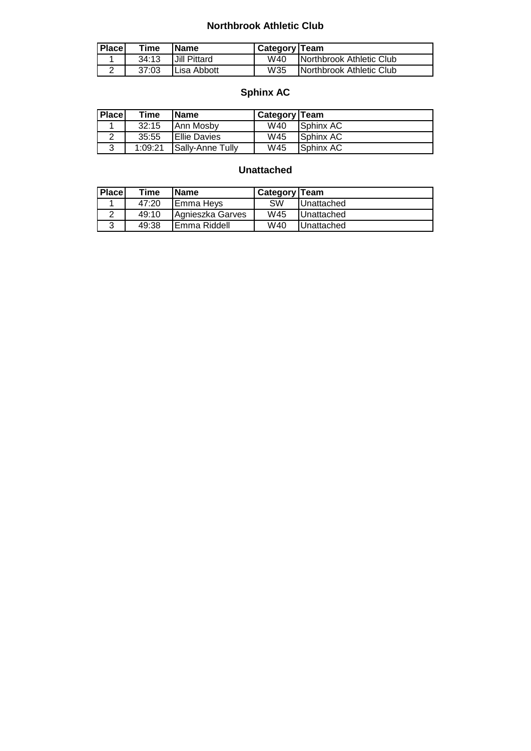## Northbrook Athletic Club

| Place | Time | Name | Category | Team |
|---|---|---|---|---|
| 1 | 34:13 | Jill Pittard | W40 | Northbrook Athletic Club |
| 2 | 37:03 | Lisa Abbott | W35 | Northbrook Athletic Club |

## Sphinx AC

| Place | Time | Name | Category | Team |
|---|---|---|---|---|
| 1 | 32:15 | Ann Mosby | W40 | Sphinx AC |
| 2 | 35:55 | Ellie Davies | W45 | Sphinx AC |
| 3 | 1:09:21 | Sally-Anne Tully | W45 | Sphinx AC |

## Unattached

| Place | Time | Name | Category | Team |
|---|---|---|---|---|
| 1 | 47:20 | Emma Heys | SW | Unattached |
| 2 | 49:10 | Agnieszka Garves | W45 | Unattached |
| 3 | 49:38 | Emma Riddell | W40 | Unattached |